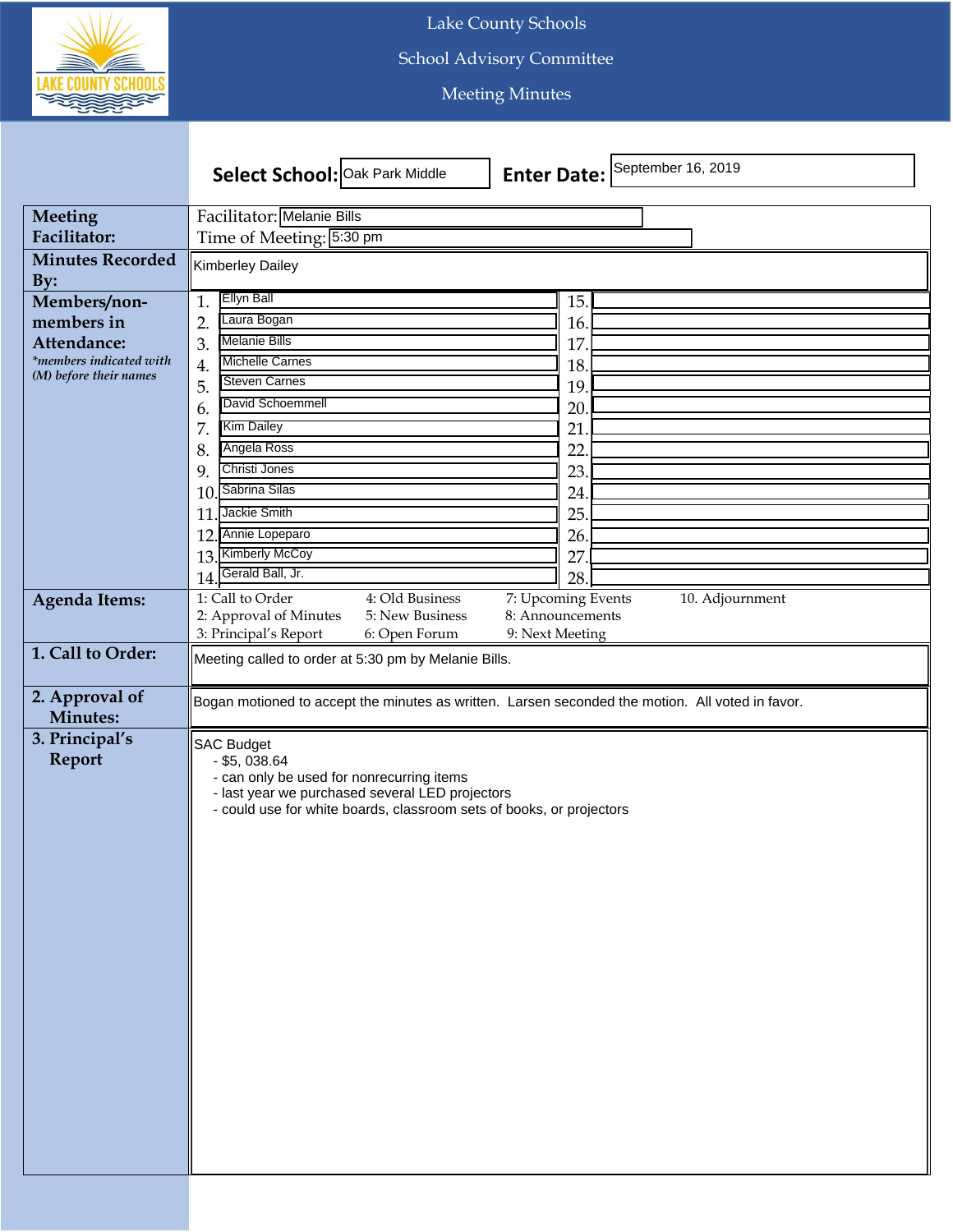# Lake County Schools

## School Advisory Committee

## Meeting Minutes

**Select School:** Oak Park Middle **Enter Date:** September 16, 2019

| | |
|---|---|
| **Meeting Facilitator:** | Facilitator: Melanie Bills<br>Time of Meeting: 5:30 pm |
| **Minutes Recorded By:** | Kimberley Dailey |
| **Members/non-members in Attendance:**<br>*\*members indicated with (M) before their names* | 1. Ellyn Ball<br>2. Laura Bogan<br>3. Melanie Bills<br>4. Michelle Carnes<br>5. Steven Carnes<br>6. David Schoemmell<br>7. Kim Dailey<br>8. Angela Ross<br>9. Christi Jones<br>10. Sabrina Silas<br>11. Jackie Smith<br>12. Annie Lopeparo<br>13. Kimberly McCoy<br>14. Gerald Ball, Jr.<br>15.<br>16.<br>17.<br>18.<br>19.<br>20.<br>21.<br>22.<br>23.<br>24.<br>25.<br>26.<br>27.<br>28. |
| **Agenda Items:** | 1: Call to Order<br>2: Approval of Minutes<br>3: Principal's Report<br>4: Old Business<br>5: New Business<br>6: Open Forum<br>7: Upcoming Events<br>8: Announcements<br>9: Next Meeting<br>10. Adjournment |
| **1. Call to Order:** | Meeting called to order at 5:30 pm by Melanie Bills. |
| **2. Approval of Minutes:** | Bogan motioned to accept the minutes as written. Larsen seconded the motion. All voted in favor. |
| **3. Principal's Report** | SAC Budget<br>- $5, 038.64<br>- can only be used for nonrecurring items<br>- last year we purchased several LED projectors<br>- could use for white boards, classroom sets of books, or projectors |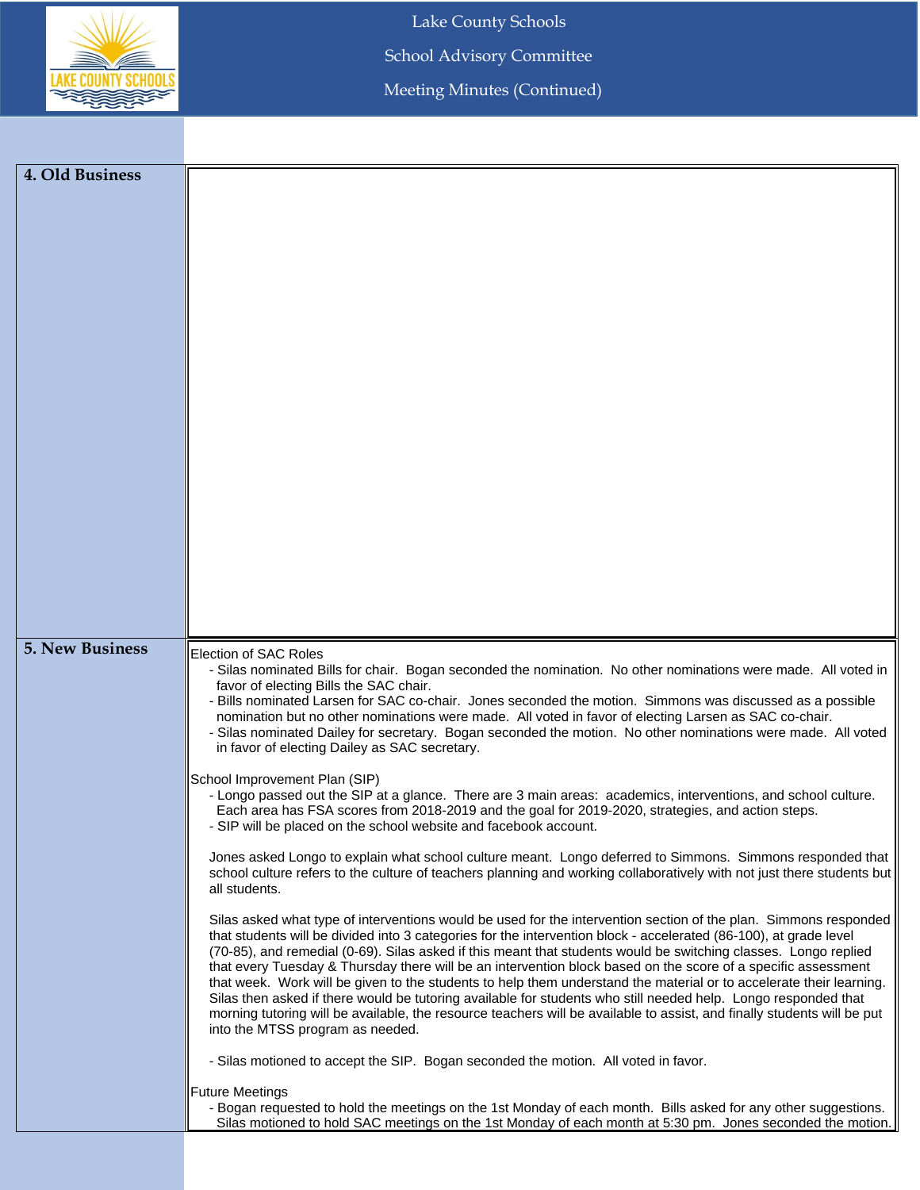## 4. Old Business

## 5. New Business

Election of SAC Roles

- Silas nominated Bills for chair. Bogan seconded the nomination. No other nominations were made. All voted in favor of electing Bills the SAC chair.
- Bills nominated Larsen for SAC co-chair. Jones seconded the motion. Simmons was discussed as a possible nomination but no other nominations were made. All voted in favor of electing Larsen as SAC co-chair.
- Silas nominated Dailey for secretary. Bogan seconded the motion. No other nominations were made. All voted in favor of electing Dailey as SAC secretary.

School Improvement Plan (SIP)

- Longo passed out the SIP at a glance. There are 3 main areas: academics, interventions, and school culture. Each area has FSA scores from 2018-2019 and the goal for 2019-2020, strategies, and action steps.
- SIP will be placed on the school website and facebook account.

Jones asked Longo to explain what school culture meant. Longo deferred to Simmons. Simmons responded that school culture refers to the culture of teachers planning and working collaboratively with not just there students but all students.

Silas asked what type of interventions would be used for the intervention section of the plan. Simmons responded that students will be divided into 3 categories for the intervention block - accelerated (86-100), at grade level (70-85), and remedial (0-69). Silas asked if this meant that students would be switching classes. Longo replied that every Tuesday & Thursday there will be an intervention block based on the score of a specific assessment that week. Work will be given to the students to help them understand the material or to accelerate their learning. Silas then asked if there would be tutoring available for students who still needed help. Longo responded that morning tutoring will be available, the resource teachers will be available to assist, and finally students will be put into the MTSS program as needed.

- Silas motioned to accept the SIP. Bogan seconded the motion. All voted in favor.

Future Meetings

- Bogan requested to hold the meetings on the 1st Monday of each month. Bills asked for any other suggestions. Silas motioned to hold SAC meetings on the 1st Monday of each month at 5:30 pm. Jones seconded the motion.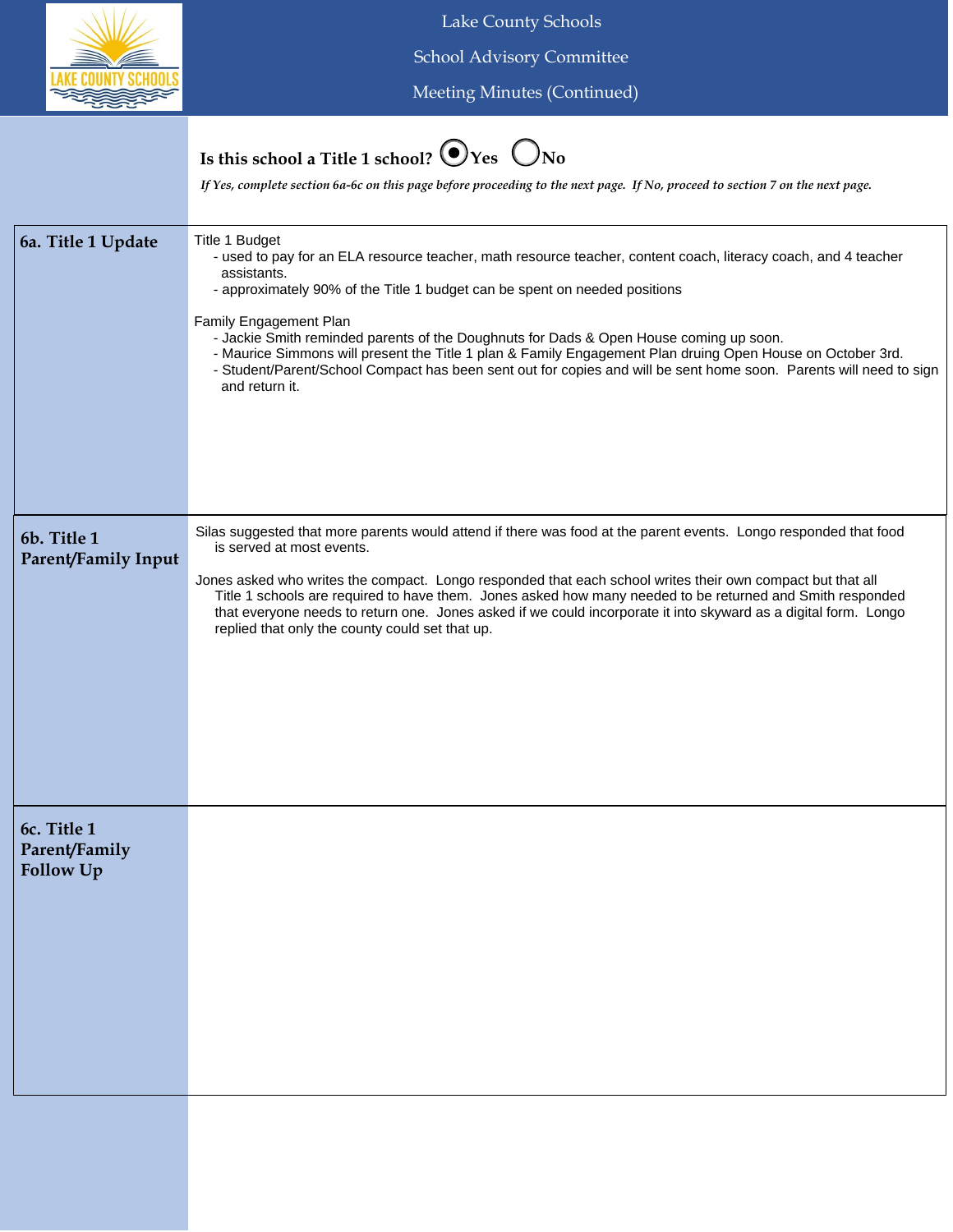Lake County Schools

School Advisory Committee

Meeting Minutes (Continued)

**Is this school a Title 1 school?** ◉ Yes ○ No

*If Yes, complete section 6a-6c on this page before proceeding to the next page. If No, proceed to section 7 on the next page.*

## 6a. Title 1 Update

Title 1 Budget
- used to pay for an ELA resource teacher, math resource teacher, content coach, literacy coach, and 4 teacher assistants.
- approximately 90% of the Title 1 budget can be spent on needed positions

Family Engagement Plan
- Jackie Smith reminded parents of the Doughnuts for Dads & Open House coming up soon.
- Maurice Simmons will present the Title 1 plan & Family Engagement Plan druing Open House on October 3rd.
- Student/Parent/School Compact has been sent out for copies and will be sent home soon. Parents will need to sign and return it.

## 6b. Title 1 Parent/Family Input

Silas suggested that more parents would attend if there was food at the parent events. Longo responded that food is served at most events.

Jones asked who writes the compact. Longo responded that each school writes their own compact but that all Title 1 schools are required to have them. Jones asked how many needed to be returned and Smith responded that everyone needs to return one. Jones asked if we could incorporate it into skyward as a digital form. Longo replied that only the county could set that up.

## 6c. Title 1 Parent/Family Follow Up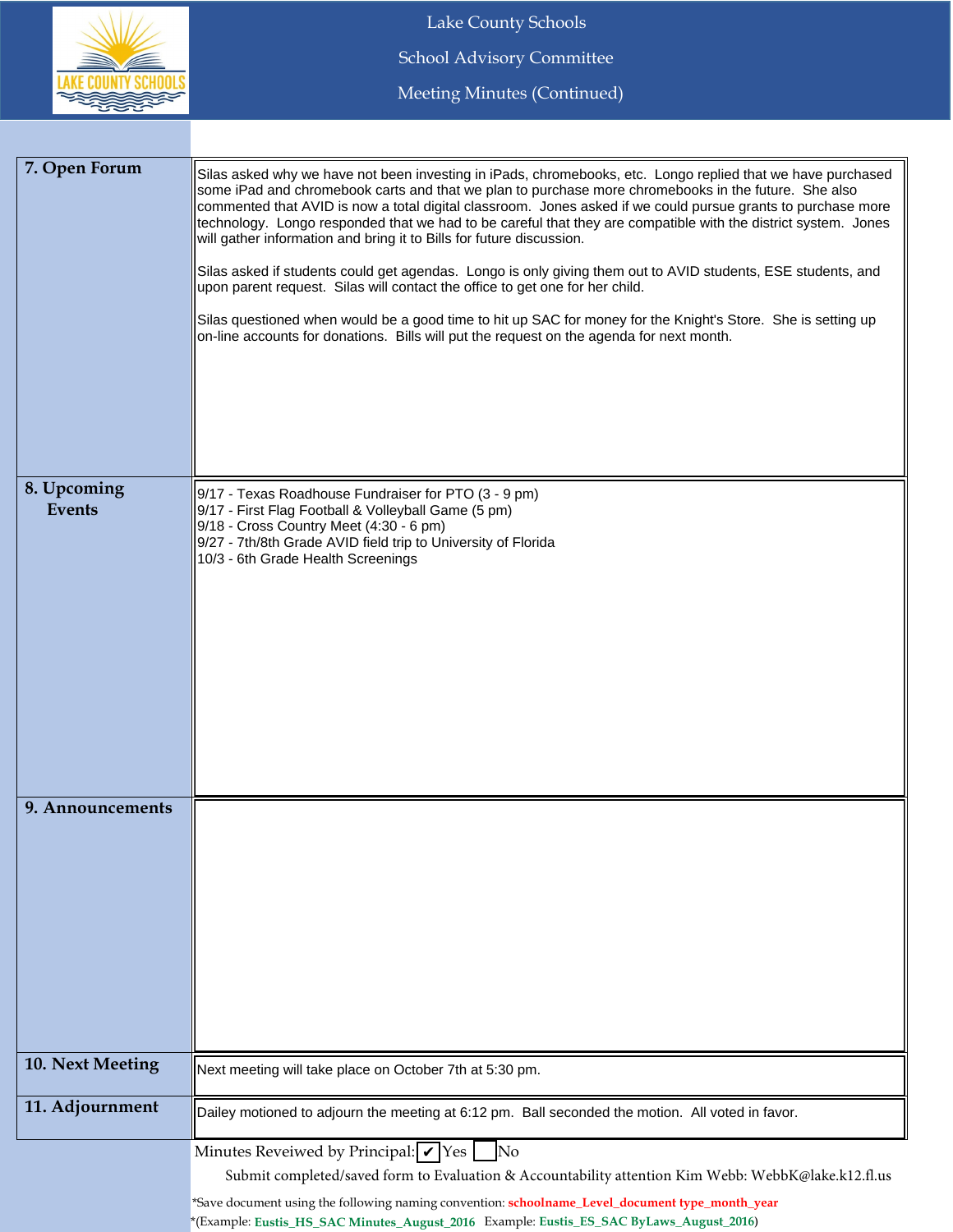Lake County Schools

School Advisory Committee

Meeting Minutes (Continued)

| | |
|---|---|
| **7. Open Forum** | Silas asked why we have not been investing in iPads, chromebooks, etc. Longo replied that we have purchased some iPad and chromebook carts and that we plan to purchase more chromebooks in the future. She also commented that AVID is now a total digital classroom. Jones asked if we could pursue grants to purchase more technology. Longo responded that we had to be careful that they are compatible with the district system. Jones will gather information and bring it to Bills for future discussion.<br><br>Silas asked if students could get agendas. Longo is only giving them out to AVID students, ESE students, and upon parent request. Silas will contact the office to get one for her child.<br><br>Silas questioned when would be a good time to hit up SAC for money for the Knight's Store. She is setting up on-line accounts for donations. Bills will put the request on the agenda for next month. |
| **8. Upcoming Events** | 9/17 - Texas Roadhouse Fundraiser for PTO (3 - 9 pm)<br>9/17 - First Flag Football & Volleyball Game (5 pm)<br>9/18 - Cross Country Meet (4:30 - 6 pm)<br>9/27 - 7th/8th Grade AVID field trip to University of Florida<br>10/3 - 6th Grade Health Screenings |
| **9. Announcements** | |
| **10. Next Meeting** | Next meeting will take place on October 7th at 5:30 pm. |
| **11. Adjournment** | Dailey motioned to adjourn the meeting at 6:12 pm. Ball seconded the motion. All voted in favor. |

Minutes Reveiwed by Principal: ☑ Yes ☐ No

Submit completed/saved form to Evaluation & Accountability attention Kim Webb: WebbK@lake.k12.fl.us

*Save document using the following naming convention: **schoolname_Level_document type_month_year**

*(Example: **Eustis_HS_SAC Minutes_August_2016** Example: **Eustis_ES_SAC ByLaws_August_2016**)